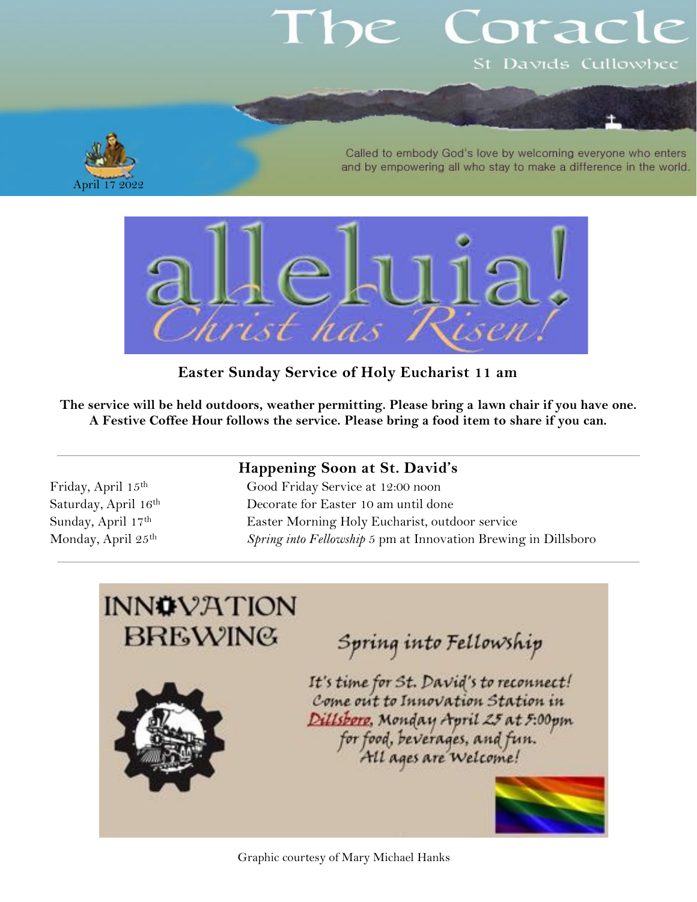# The Coracle

St Davids Cullowhee

April 17 2022

Called to embody God's love by welcoming everyone who enters and by empowering all who stay to make a difference in the world.

alleluia!

*Christ has Risen!*

**Easter Sunday Service of Holy Eucharist 11 am**

**The service will be held outdoors, weather permitting. Please bring a lawn chair if you have one. A Festive Coffee Hour follows the service. Please bring a food item to share if you can.**

---

## Happening Soon at St. David's

| | |
|---|---|
| Friday, April 15th | Good Friday Service at 12:00 noon |
| Saturday, April 16th | Decorate for Easter 10 am until done |
| Sunday, April 17th | Easter Morning Holy Eucharist, outdoor service |
| Monday, April 25th | *Spring into Fellowship* 5 pm at Innovation Brewing in Dillsboro |

---

INNOVATION BREWING

Spring into Fellowship

It's time for St. David's to reconnect! Come out to Innovation Station in Dillsboro, Monday April 25 at 5:00pm for food, beverages, and fun. All ages are Welcome!

Graphic courtesy of Mary Michael Hanks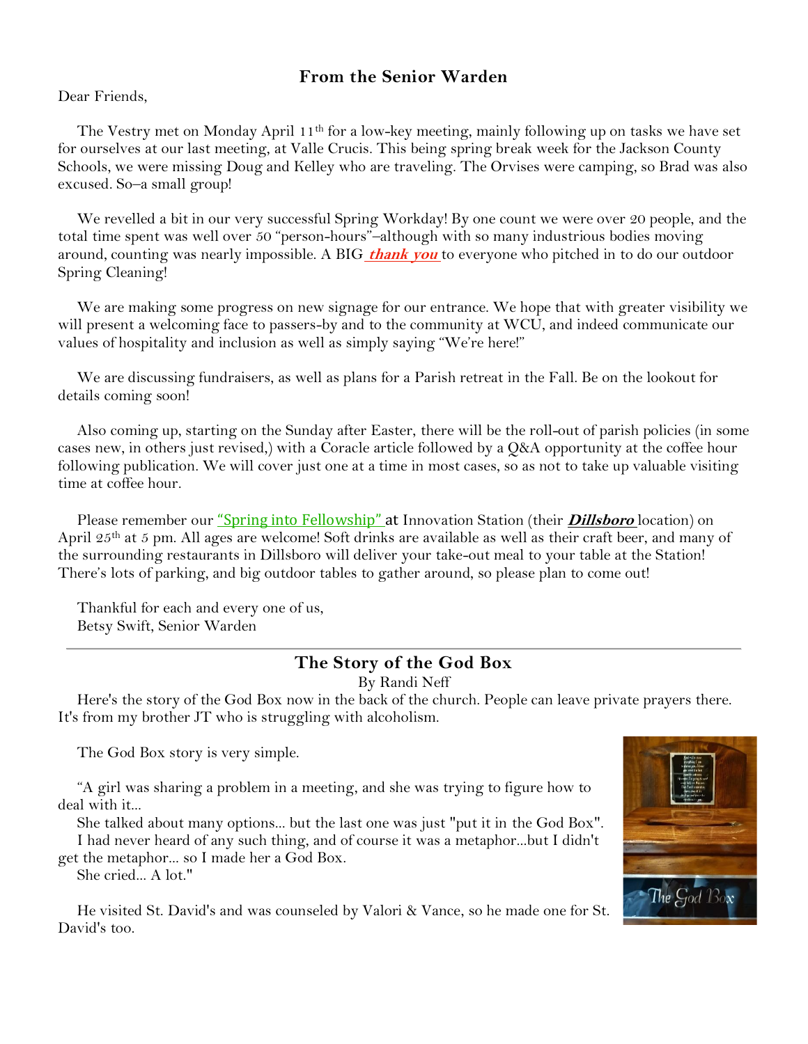## From the Senior Warden

Dear Friends,

The Vestry met on Monday April 11th for a low-key meeting, mainly following up on tasks we have set for ourselves at our last meeting, at Valle Crucis. This being spring break week for the Jackson County Schools, we were missing Doug and Kelley who are traveling. The Orvises were camping, so Brad was also excused. So–a small group!

We revelled a bit in our very successful Spring Workday! By one count we were over 20 people, and the total time spent was well over 50 "person-hours"–although with so many industrious bodies moving around, counting was nearly impossible. A BIG ***thank you*** to everyone who pitched in to do our outdoor Spring Cleaning!

We are making some progress on new signage for our entrance. We hope that with greater visibility we will present a welcoming face to passers-by and to the community at WCU, and indeed communicate our values of hospitality and inclusion as well as simply saying "We're here!"

We are discussing fundraisers, as well as plans for a Parish retreat in the Fall. Be on the lookout for details coming soon!

Also coming up, starting on the Sunday after Easter, there will be the roll-out of parish policies (in some cases new, in others just revised,) with a Coracle article followed by a Q&A opportunity at the coffee hour following publication. We will cover just one at a time in most cases, so as not to take up valuable visiting time at coffee hour.

Please remember our "Spring into Fellowship" at Innovation Station (their ***Dillsboro*** location) on April 25th at 5 pm. All ages are welcome! Soft drinks are available as well as their craft beer, and many of the surrounding restaurants in Dillsboro will deliver your take-out meal to your table at the Station! There's lots of parking, and big outdoor tables to gather around, so please plan to come out!

Thankful for each and every one of us,
Betsy Swift, Senior Warden

---

## The Story of the God Box

By Randi Neff

Here's the story of the God Box now in the back of the church. People can leave private prayers there. It's from my brother JT who is struggling with alcoholism.

The God Box story is very simple.

"A girl was sharing a problem in a meeting, and she was trying to figure how to deal with it...

She talked about many options... but the last one was just "put it in the God Box".

I had never heard of any such thing, and of course it was a metaphor...but I didn't get the metaphor... so I made her a God Box.

She cried... A lot."

He visited St. David's and was counseled by Valori & Vance, so he made one for St. David's too.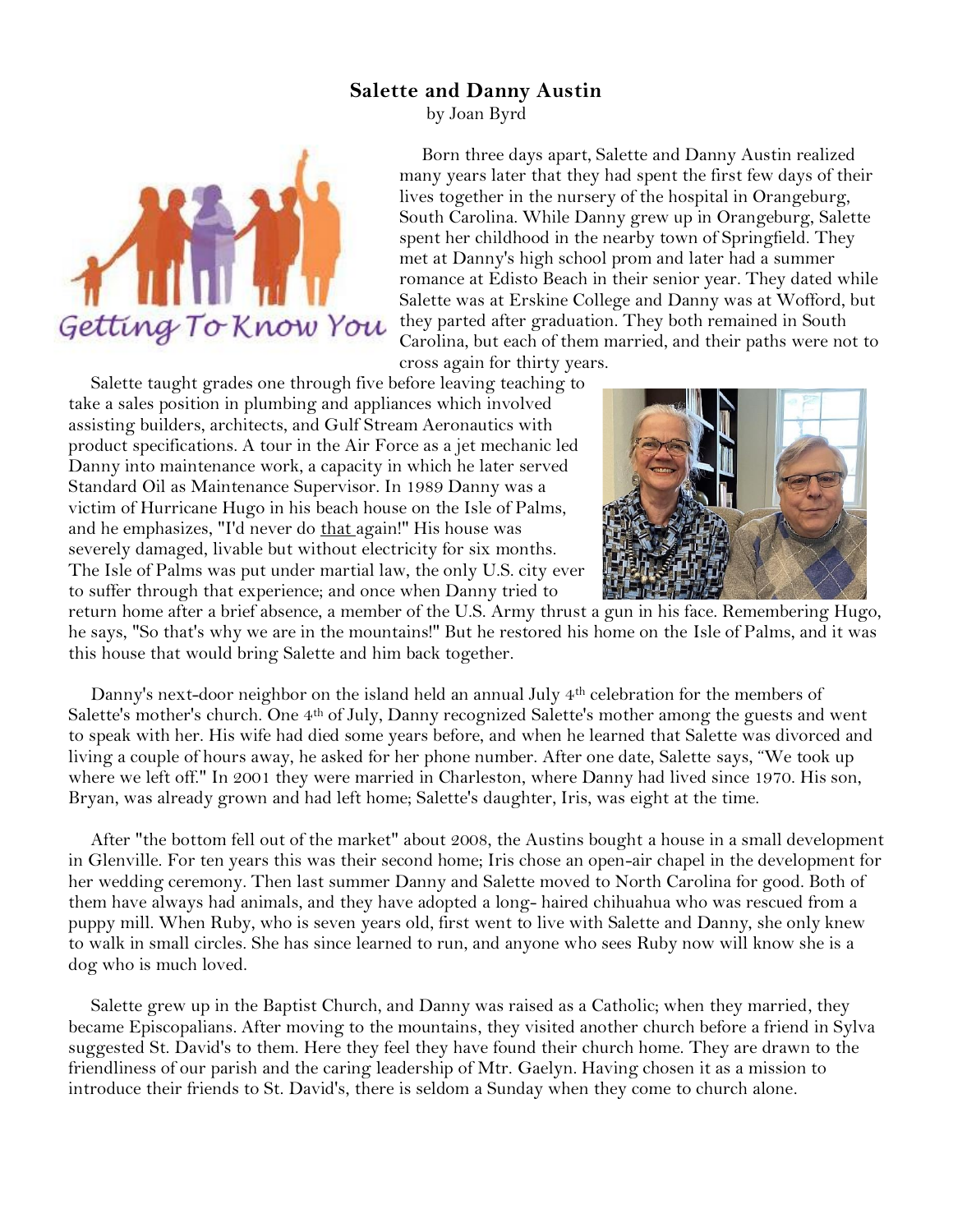## Salette and Danny Austin

by Joan Byrd

Getting To Know You

Born three days apart, Salette and Danny Austin realized many years later that they had spent the first few days of their lives together in the nursery of the hospital in Orangeburg, South Carolina. While Danny grew up in Orangeburg, Salette spent her childhood in the nearby town of Springfield. They met at Danny's high school prom and later had a summer romance at Edisto Beach in their senior year. They dated while Salette was at Erskine College and Danny was at Wofford, but they parted after graduation. They both remained in South Carolina, but each of them married, and their paths were not to cross again for thirty years.

Salette taught grades one through five before leaving teaching to take a sales position in plumbing and appliances which involved assisting builders, architects, and Gulf Stream Aeronautics with product specifications. A tour in the Air Force as a jet mechanic led Danny into maintenance work, a capacity in which he later served Standard Oil as Maintenance Supervisor. In 1989 Danny was a victim of Hurricane Hugo in his beach house on the Isle of Palms, and he emphasizes, "I'd never do that again!" His house was severely damaged, livable but without electricity for six months. The Isle of Palms was put under martial law, the only U.S. city ever to suffer through that experience; and once when Danny tried to return home after a brief absence, a member of the U.S. Army thrust a gun in his face. Remembering Hugo, he says, "So that's why we are in the mountains!" But he restored his home on the Isle of Palms, and it was this house that would bring Salette and him back together.

Danny's next-door neighbor on the island held an annual July 4th celebration for the members of Salette's mother's church. One 4th of July, Danny recognized Salette's mother among the guests and went to speak with her. His wife had died some years before, and when he learned that Salette was divorced and living a couple of hours away, he asked for her phone number. After one date, Salette says, "We took up where we left off." In 2001 they were married in Charleston, where Danny had lived since 1970. His son, Bryan, was already grown and had left home; Salette's daughter, Iris, was eight at the time.

After "the bottom fell out of the market" about 2008, the Austins bought a house in a small development in Glenville. For ten years this was their second home; Iris chose an open-air chapel in the development for her wedding ceremony. Then last summer Danny and Salette moved to North Carolina for good. Both of them have always had animals, and they have adopted a long- haired chihuahua who was rescued from a puppy mill. When Ruby, who is seven years old, first went to live with Salette and Danny, she only knew to walk in small circles. She has since learned to run, and anyone who sees Ruby now will know she is a dog who is much loved.

Salette grew up in the Baptist Church, and Danny was raised as a Catholic; when they married, they became Episcopalians. After moving to the mountains, they visited another church before a friend in Sylva suggested St. David's to them. Here they feel they have found their church home. They are drawn to the friendliness of our parish and the caring leadership of Mtr. Gaelyn. Having chosen it as a mission to introduce their friends to St. David's, there is seldom a Sunday when they come to church alone.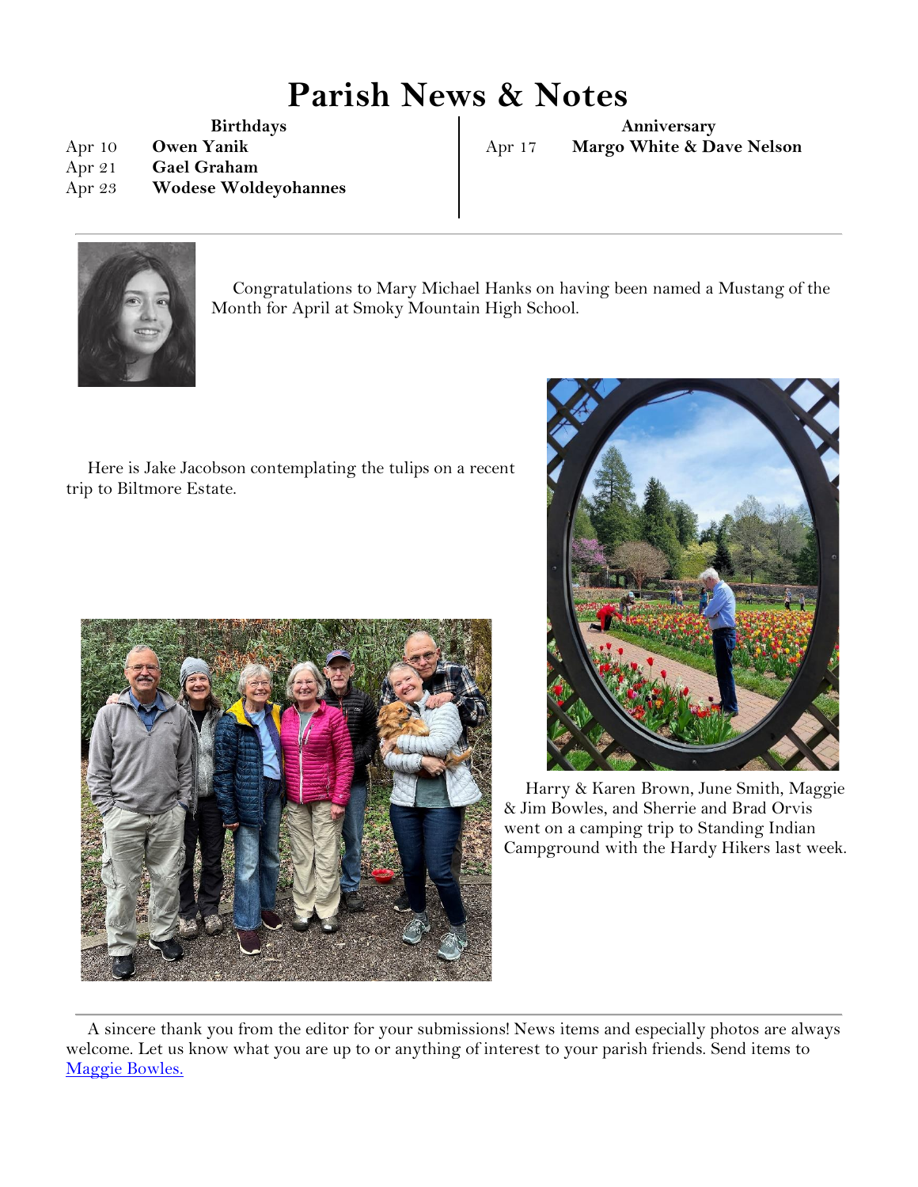# Parish News & Notes

**Birthdays**

| | |
|---|---|
| Apr 10 | **Owen Yanik** |
| Apr 21 | **Gael Graham** |
| Apr 23 | **Wodese Woldeyohannes** |

**Anniversary**

| | |
|---|---|
| Apr 17 | **Margo White & Dave Nelson** |

Congratulations to Mary Michael Hanks on having been named a Mustang of the Month for April at Smoky Mountain High School.

Here is Jake Jacobson contemplating the tulips on a recent trip to Biltmore Estate.

Harry & Karen Brown, June Smith, Maggie & Jim Bowles, and Sherrie and Brad Orvis went on a camping trip to Standing Indian Campground with the Hardy Hikers last week.

A sincere thank you from the editor for your submissions! News items and especially photos are always welcome. Let us know what you are up to or anything of interest to your parish friends. Send items to Maggie Bowles.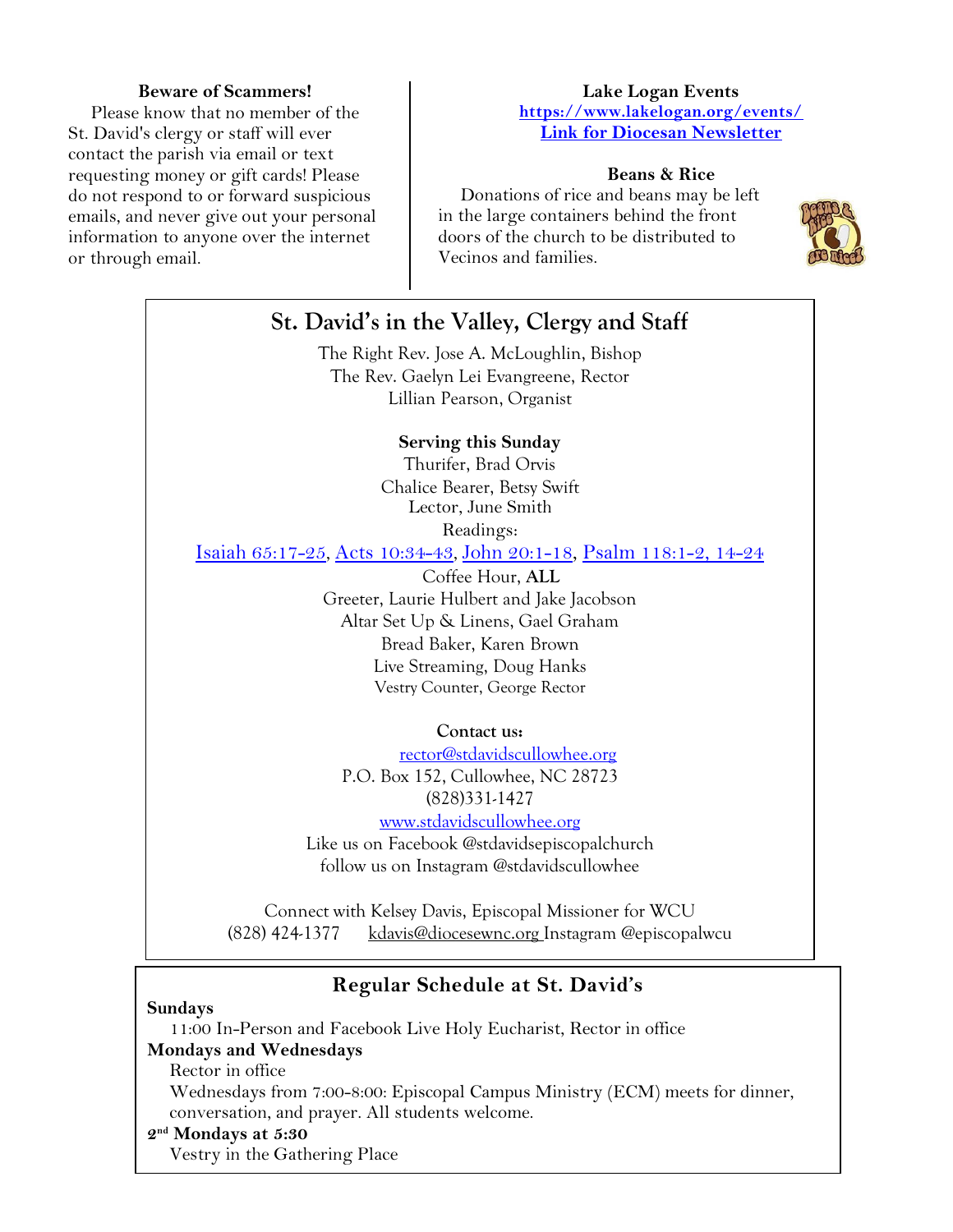**Beware of Scammers!**

Please know that no member of the St. David's clergy or staff will ever contact the parish via email or text requesting money or gift cards! Please do not respond to or forward suspicious emails, and never give out your personal information to anyone over the internet or through email.

**Lake Logan Events**

**https://www.lakelogan.org/events/**

**Link for Diocesan Newsletter**

**Beans & Rice**

Donations of rice and beans may be left in the large containers behind the front doors of the church to be distributed to Vecinos and families.

## St. David's in the Valley, Clergy and Staff

The Right Rev. Jose A. McLoughlin, Bishop
The Rev. Gaelyn Lei Evangreene, Rector
Lillian Pearson, Organist

**Serving this Sunday**

Thurifer, Brad Orvis
Chalice Bearer, Betsy Swift
Lector, June Smith
Readings:
Isaiah 65:17-25, Acts 10:34-43, John 20:1-18, Psalm 118:1-2, 14-24
Coffee Hour, **ALL**
Greeter, Laurie Hulbert and Jake Jacobson
Altar Set Up & Linens, Gael Graham
Bread Baker, Karen Brown
Live Streaming, Doug Hanks
Vestry Counter, George Rector

**Contact us:**

rector@stdavidscullowhee.org
P.O. Box 152, Cullowhee, NC 28723
(828)331-1427
www.stdavidscullowhee.org
Like us on Facebook @stdavidsepiscopalchurch
follow us on Instagram @stdavidscullowhee

Connect with Kelsey Davis, Episcopal Missioner for WCU
(828) 424-1377 kdavis@diocesewnc.org Instagram @episcopalwcu

## Regular Schedule at St. David's

**Sundays**

11:00 In-Person and Facebook Live Holy Eucharist, Rector in office

**Mondays and Wednesdays**

Rector in office

Wednesdays from 7:00-8:00: Episcopal Campus Ministry (ECM) meets for dinner, conversation, and prayer. All students welcome.

**2nd Mondays at 5:30**

Vestry in the Gathering Place